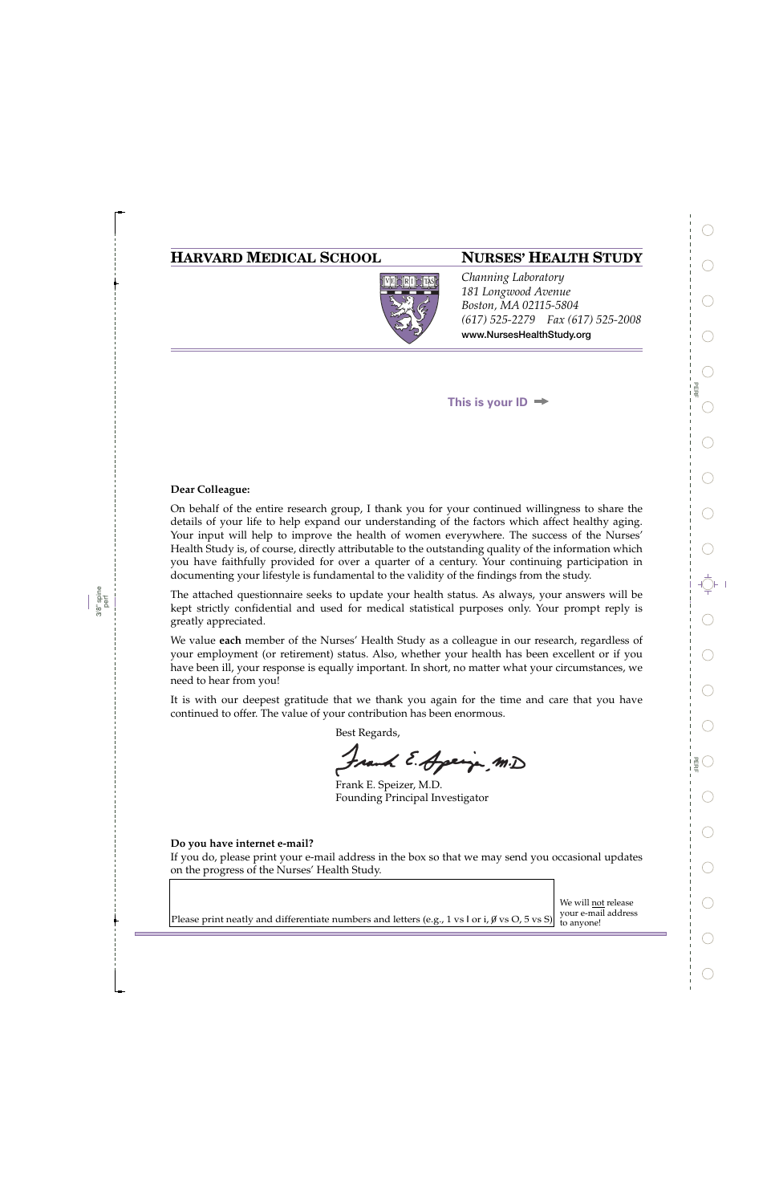## HARVARD MEDICAL SCHOOL

## NURSES' HEALTH STUDY

*Channing Laboratory*
*181 Longwood Avenue*
*Boston, MA 02115-5804*
*(617) 525-2279 Fax (617) 525-2008*
**www.NursesHealthStudy.org**

**This is your ID** ➡

**Dear Colleague:**

On behalf of the entire research group, I thank you for your continued willingness to share the details of your life to help expand our understanding of the factors which affect healthy aging. Your input will help to improve the health of women everywhere. The success of the Nurses' Health Study is, of course, directly attributable to the outstanding quality of the information which you have faithfully provided for over a quarter of a century. Your continuing participation in documenting your lifestyle is fundamental to the validity of the findings from the study.

The attached questionnaire seeks to update your health status. As always, your answers will be kept strictly confidential and used for medical statistical purposes only. Your prompt reply is greatly appreciated.

We value **each** member of the Nurses' Health Study as a colleague in our research, regardless of your employment (or retirement) status. Also, whether your health has been excellent or if you have been ill, your response is equally important. In short, no matter what your circumstances, we need to hear from you!

It is with our deepest gratitude that we thank you again for the time and care that you have continued to offer. The value of your contribution has been enormous.

Best Regards,

Frank E. Speizer, M.D.
Founding Principal Investigator

**Do you have internet e-mail?**

If you do, please print your e-mail address in the box so that we may send you occasional updates on the progress of the Nurses' Health Study.

Please print neatly and differentiate numbers and letters (e.g., 1 vs l or i, Ø vs O, 5 vs S)

We will not release your e-mail address to anyone!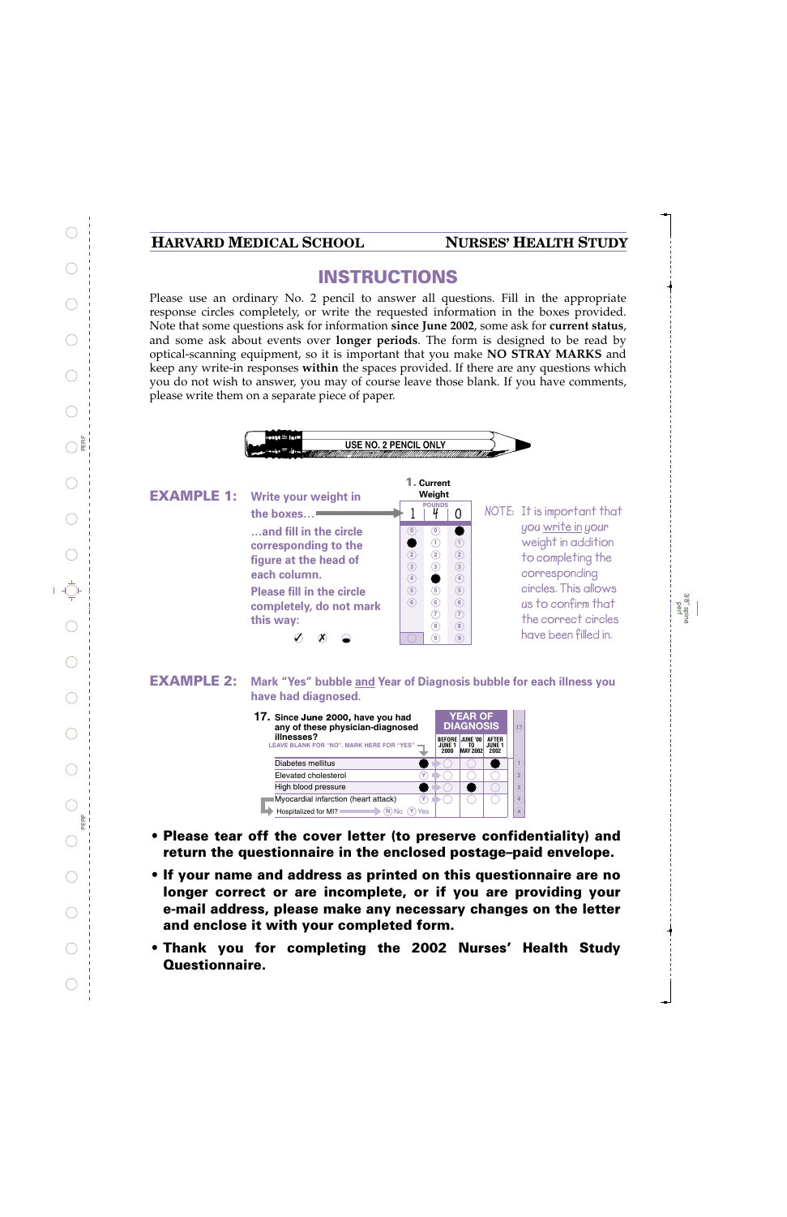HARVARD MEDICAL SCHOOL — NURSES' HEALTH STUDY

# INSTRUCTIONS

Please use an ordinary No. 2 pencil to answer all questions. Fill in the appropriate response circles completely, or write the requested information in the boxes provided. Note that some questions ask for information **since June 2002**, some ask for **current status**, and some ask about events over **longer periods**. The form is designed to be read by optical-scanning equipment, so it is important that you make **NO STRAY MARKS** and keep any write-in responses **within** the spaces provided. If there are any questions which you do not wish to answer, you may of course leave those blank. If you have comments, please write them on a separate piece of paper.

USE NO. 2 PENCIL ONLY

**EXAMPLE 1:** Write your weight in the boxes…

…and fill in the circle corresponding to the figure at the head of each column.

Please fill in the circle completely, do not mark this way: ✓ ✗ ◒

**1.** Current Weight

POUNDS

| 1 | 4 | 0 |
|---|---|---|
| 0 | 0 | ● |
| ● | 1 | 1 |
| 2 | 2 | 2 |
| 3 | 3 | 3 |
| 4 | ● | 4 |
| 5 | 5 | 5 |
| 6 | 6 | 6 |
| | 7 | 7 |
| | 8 | 8 |
| | 9 | 9 |

NOTE: It is important that you write in your weight in addition to completing the corresponding circles. This allows us to confirm that the correct circles have been filled in.

**EXAMPLE 2:** Mark "Yes" bubble and Year of Diagnosis bubble for each illness you have had diagnosed.

**17.** Since June 2000, have you had any of these physician-diagnosed illnesses?
LEAVE BLANK FOR "NO". MARK HERE FOR "YES"

| | Yes | YEAR OF DIAGNOSIS: BEFORE JUNE 1 2000 | JUNE '00 TO MAY 2002 | AFTER JUNE 1 2002 |
|---|---|---|---|---|
| Diabetes mellitus | ● | ○ | ○ | ● |
| Elevated cholesterol | Ⓨ | ○ | ○ | ○ |
| High blood pressure | ● | ○ | ● | ○ |
| Myocardial infarction (heart attack) | Ⓨ | ○ | ○ | ○ |
| Hospitalized for MI? | Ⓝ No Ⓨ Yes | | | |

- **Please tear off the cover letter (to preserve confidentiality) and return the questionnaire in the enclosed postage–paid envelope.**
- **If your name and address as printed on this questionnaire are no longer correct or are incomplete, or if you are providing your e-mail address, please make any necessary changes on the letter and enclose it with your completed form.**
- **Thank you for completing the 2002 Nurses' Health Study Questionnaire.**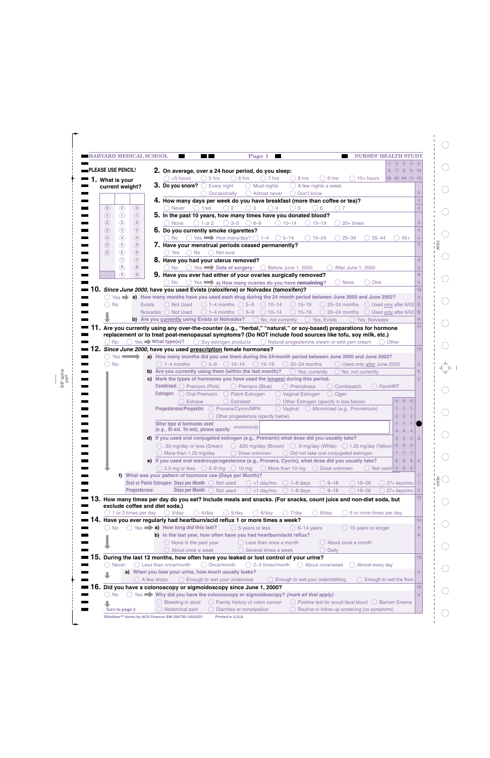**PLEASE USE PENCIL!**

**1. What is your current weight?**

| | | |
|---|---|---|
| 0 | 0 | 0 |
| 1 | 1 | 1 |
| 2 | 2 | 2 |
| 3 | 3 | 3 |
| 4 | 4 | 4 |
| 5 | 5 | 5 |
| 6 | 6 | 6 |
| | 7 | 7 |
| | 8 | 8 |
| | 9 | 9 |

**2. On average, over a 24 hour period, do you sleep:**
○ <5 hours ○ 5 hrs ○ 6 hrs ○ 7 hrs ○ 8 hrs ○ 9 hrs ○ 10+ hours

**3. Do you snore?** ○ Every night ○ Most nights ○ A few nights a week ○ Occasionally ○ Almost never ○ Don't know

**4. How many days per week do you have breakfast (more than coffee or tea)?**
○ Never ○ 1/wk ○ 2 ○ 3 ○ 4 ○ 5 ○ 6 ○ 7

**5. In the past 10 years, how many times have you donated blood?**
○ None ○ 1 or 2 ○ 3–5 ○ 6–9 ○ 10–14 ○ 15–19 ○ 20+ times

**6. Do you currently smoke cigarettes?**
○ No ○ Yes ➡ How many/day? ○ 1–4 ○ 5–14 ○ 15–24 ○ 25–34 ○ 35–44 ○ 45+

**7. Have your menstrual periods ceased permanently?**
○ Yes ○ No ○ Not sure

**8. Have you had your uterus removed?**
○ No ○ Yes ➡ **Date of surgery:** ○ Before June 1, 2000 ○ After June 1, 2000

**9. Have you ever had either of your ovaries surgically removed?**
○ No ○ Yes ➡ **a) How many ovaries do you have remaining?** ○ None ○ One

**10. *Since June 2000*, have you used Evista (raloxifene) or Nolvadex (tamoxifen)?**
○ Yes ➡ ○ No

**a) How many months have you used each drug during the 24 month period between June 2000 and June 2002?**

| | | | | | | | |
|---|---|---|---|---|---|---|---|
| Evista | ○ Not Used | ○ 1–4 months | ○ 5–9 | ○ 10–14 | ○ 15–19 | ○ 20–24 months | ○ Used *only* after 6/02 |
| Nolvadex | ○ Not Used | ○ 1–4 months | ○ 5–9 | ○ 10–14 | ○ 15–19 | ○ 20–24 months | ○ Used *only* after 6/02 |

**b) Are you currently using Evista or Nolvadex?** ○ No, not currently ○ Yes, Evista ○ Yes, Nolvadex

**11. Are you currently using any over-the-counter (e.g., "herbal," "natural," or soy-based) preparations for hormone replacement or to treat post-menopausal symptoms? (Do NOT include food sources like tofu, soy milk, etc.)**
○ No ○ Yes ➡ **What type(s)?** ○ Soy estrogen products ○ Natural progesterone cream or wild yam cream ○ Other

**12. *Since June 2000*, have you used prescription female hormones?**
○ Yes ➡ ○ No

**a) How many months did you use them during the 24-month period between June 2000 and June 2002?**
○ 1–4 months ○ 5–9 ○ 10–14 ○ 15–19 ○ 20–24 months ○ Used only after June 2002

**b) Are you currently using them (within the last month)?** ○ Yes, currently ○ No, not currently

**c) Mark the types of hormones you have used the longest during this period.**

**Combined:** ○ Prempro (Pink) ○ Prempro (Blue) ○ Premphase ○ Combipatch ○ FemHRT

**Estrogen:** ○ Oral Premarin ○ Patch Estrogen ○ Vaginal Estrogen ○ Ogen ○ Estrace ○ Estratest ○ Other Estrogen (specify in box below)

**Progesterone/Progestin:** ○ Provera/Cycrin/MPA ○ Vaginal ○ Micronized (e.g., Prometrium) ○ Other progesterone (specify below)

**Other type of hormones used (e.g., Bi-est, Tri-est), please specify:** ______________

**d) If you used oral conjugated estrogen (e.g., Premarin) what dose did you usually take?**
○ .30 mg/day or less (Green) ○ .625 mg/day (Brown) ○ .9 mg/day (White) ○ 1.25 mg/day (Yellow) ○ More than 1.25 mg/day ○ Dose unknown ○ Did not take oral conjugated estrogen

**e) If you used oral medroxyprogesterone (e.g., Provera, Cycrin), what dose did you usually take?**
○ 2.5 mg or less ○ 5–9 mg ○ 10 mg ○ More than 10 mg ○ Dose unknown ○ Not used

**f) What was your pattern of hormone use (Days per Month)?**

| | | | | | | |
|---|---|---|---|---|---|---|
| Oral or Patch Estrogen: Days per Month | ○ Not used | ○ <1 day/mo. | ○ 1–8 days | ○ 9–18 | ○ 19–26 | ○ 27+ days/mo. |
| Progesterone: Days per Month | ○ Not used | ○ <1 day/mo. | ○ 1–8 days | ○ 9–18 | ○ 19–26 | ○ 27+ days/mo. |

**13. How many times per day do you eat? Include meals and snacks. (For snacks, count juice and non-diet soda, but exclude coffee and diet soda.)**
○ 1 or 2 times per day ○ 3/day ○ 4/day ○ 5/day ○ 6/day ○ 7/day ○ 8/day ○ 9 or more times per day

**14. Have you ever regularly had heartburn/acid reflux 1 or more times a week?**
○ No ○ Yes ➡ **a) How long did this last?** ○ 5 years or less ○ 6–14 years ○ 15 years or longer

**b) In the last year, how often have you had heartburn/acid reflux?**
○ None in the past year ○ Less than once a month ○ About once a month ○ About once a week ○ Several times a week ○ Daily

**15. During the last 12 months, how often have you leaked or lost control of your urine?**
○ Never ○ Less than once/month ○ Once/month ○ 2–3 times/month ○ About once/week ○ Almost every day

**a) When you lose your urine, how much usually leaks?**
○ A few drops ○ Enough to wet your underwear ○ Enough to wet your outerclothing ○ Enough to wet the floor

**16. Did you have a colonoscopy or sigmoidoscopy since June 1, 2000?**
○ No ○ Yes ➡ **Why did you have the colonoscopy or sigmoidoscopy?** *(mark all that apply)*
○ Bleeding in stool ○ Family history of colon cancer ○ Positive test for occult fecal blood ○ Barium Enema ○ Abdominal pain ○ Diarrhea or constipation ○ Routine or follow-up screening (no symptoms)

Turn to page 2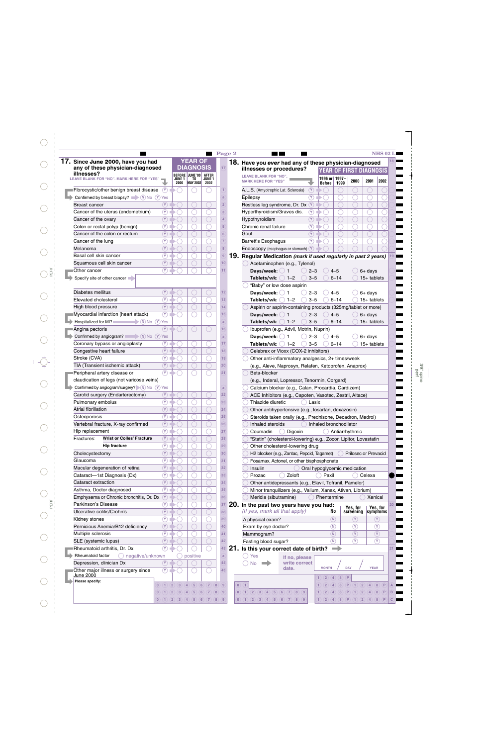## 17. Since June 2000, have you had any of these physician-diagnosed illnesses?

LEAVE BLANK FOR "NO". MARK HERE FOR "YES"

| Illness | Yes | YEAR OF DIAGNOSIS: BEFORE JUNE 1 2000 | JUNE '00 TO MAY 2002 | AFTER JUNE 1 2002 |
|---|---|---|---|---|
| Fibrocystic/other benign breast disease | Y | ○ | ○ | ○ |
| Confirmed by breast biopsy? (N) No (Y) Yes | | | | |
| Breast cancer | Y | ○ | ○ | ○ |
| Cancer of the uterus (endometrium) | Y | ○ | ○ | ○ |
| Cancer of the ovary | Y | ○ | ○ | ○ |
| Colon or rectal polyp (benign) | Y | ○ | ○ | ○ |
| Cancer of the colon or rectum | Y | ○ | ○ | ○ |
| Cancer of the lung | Y | ○ | ○ | ○ |
| Melanoma | Y | ○ | ○ | ○ |
| Basal cell skin cancer | Y | ○ | ○ | ○ |
| Squamous cell skin cancer | Y | ○ | ○ | ○ |
| Other cancer | Y | ○ | ○ | ○ |
| Specify site of other cancer | | | | |
| Diabetes mellitus | Y | ○ | ○ | ○ |
| Elevated cholesterol | Y | ○ | ○ | ○ |
| High blood pressure | Y | ○ | ○ | ○ |
| Myocardial infarction (heart attack) | Y | ○ | ○ | ○ |
| Hospitalized for MI? (N) No (Y) Yes | | | | |
| Angina pectoris | Y | ○ | ○ | ○ |
| Confirmed by angiogram? (N) No (Y) Yes | | | | |
| Coronary bypass or angioplasty | Y | ○ | ○ | ○ |
| Congestive heart failure | Y | ○ | ○ | ○ |
| Stroke (CVA) | Y | ○ | ○ | ○ |
| TIA (Transient ischemic attack) | Y | ○ | ○ | ○ |
| Peripheral artery disease or claudication of legs (not varicose veins) | Y | ○ | ○ | ○ |
| Confirmed by angiogram/surgery? (N) No (Y) Yes | | | | |
| Carotid surgery (Endarterectomy) | Y | ○ | ○ | ○ |
| Pulmonary embolus | Y | ○ | ○ | ○ |
| Atrial fibrillation | Y | ○ | ○ | ○ |
| Osteoporosis | Y | ○ | ○ | ○ |
| Vertebral fracture, X-ray confirmed | Y | ○ | ○ | ○ |
| Hip replacement | Y | ○ | ○ | ○ |
| Fractures: Wrist or Colles' Fracture | Y | ○ | ○ | ○ |
| Fractures: Hip fracture | Y | ○ | ○ | ○ |
| Cholecystectomy | Y | ○ | ○ | ○ |
| Glaucoma | Y | ○ | ○ | ○ |
| Macular degeneration of retina | Y | ○ | ○ | ○ |
| Cataract—1st Diagnosis (Dx) | Y | ○ | ○ | ○ |
| Cataract extraction | Y | ○ | ○ | ○ |
| Asthma, Doctor diagnosed | Y | ○ | ○ | ○ |
| Emphysema or Chronic bronchitis, Dr. Dx | Y | ○ | ○ | ○ |
| Parkinson's Disease | Y | ○ | ○ | ○ |
| Ulcerative colitis/Crohn's | Y | ○ | ○ | ○ |
| Kidney stones | Y | ○ | ○ | ○ |
| Pernicious Anemia/B12 deficiency | Y | ○ | ○ | ○ |
| Multiple sclerosis | Y | ○ | ○ | ○ |
| SLE (systemic lupus) | Y | ○ | ○ | ○ |
| Rheumatoid arthritis, Dr. Dx | Y | ○ | ○ | ○ |
| Rheumatoid factor ○ negative/unknown ○ positive | | | | |
| Depression, clinician Dx | Y | ○ | ○ | ○ |
| Other major illness or surgery since June 2000 | Y | ○ | ○ | ○ |
| Please specify: | | | | |

## 18. Have you *ever* had any of these physician-diagnosed illnesses or procedures?

LEAVE BLANK FOR "NO". MARK HERE FOR "YES"

| Illness | Yes | YEAR OF FIRST DIAGNOSIS: 1996 or Before | 1997–1999 | 2000 | 2001 | 2002 |
|---|---|---|---|---|---|---|
| A.L.S. (Amyotrophic Lat. Sclerosis) | Y | ○ | ○ | ○ | ○ | ○ |
| Epilepsy | Y | ○ | ○ | ○ | ○ | ○ |
| Restless leg syndrome, Dr. Dx | Y | ○ | ○ | ○ | ○ | ○ |
| Hyperthyroidism/Graves dis. | Y | ○ | ○ | ○ | ○ | ○ |
| Hypothyroidism | Y | ○ | ○ | ○ | ○ | ○ |
| Chronic renal failure | Y | ○ | ○ | ○ | ○ | ○ |
| Gout | Y | ○ | ○ | ○ | ○ | ○ |
| Barrett's Esophagus | Y | ○ | ○ | ○ | ○ | ○ |
| Endoscopy (esophagus or stomach) | Y | ○ | ○ | ○ | ○ | ○ |

## 19. Regular Medication *(mark if used regularly in past 2 years)*

- ○ Acetaminophen (e.g., Tylenol)
  - **Days/week:** ○ 1 ○ 2–3 ○ 4–5 ○ 6+ days
  - **Tablets/wk:** ○ 1–2 ○ 3–5 ○ 6–14 ○ 15+ tablets
- ○ "Baby" or low dose aspirin
  - **Days/week:** ○ 1 ○ 2–3 ○ 4–5 ○ 6+ days
  - **Tablets/wk:** ○ 1–2 ○ 3–5 ○ 6–14 ○ 15+ tablets
- ○ Aspirin or aspirin-containing products (325mg/tablet or more)
  - **Days/week:** ○ 1 ○ 2–3 ○ 4–5 ○ 6+ days
  - **Tablets/wk:** ○ 1–2 ○ 3–5 ○ 6–14 ○ 15+ tablets
- ○ Ibuprofen (e.g., Advil, Motrin, Nuprin)
  - **Days/week:** ○ 1 ○ 2–3 ○ 4–5 ○ 6+ days
  - **Tablets/wk:** ○ 1–2 ○ 3–5 ○ 6–14 ○ 15+ tablets
- ○ Celebrex or Vioxx (COX-2 inhibitors)
- ○ Other anti-inflammatory analgesics, 2+ times/week (e.g., Aleve, Naprosyn, Relafen, Ketoprofen, Anaprox)
- ○ Beta-blocker (e.g., Inderal, Lopressor, Tenormin, Corgard)
- ○ Calcium blocker (e.g., Calan, Procardia, Cardizem)
- ○ ACE Inhibitors (e.g., Capoten, Vasotec, Zestril, Altace)
- ○ Thiazide diuretic ○ Lasix
- ○ Other antihypertensive (e.g., losartan, doxazosin)
- ○ Steroids taken orally (e.g., Prednisone, Decadron, Medrol)
- ○ Inhaled steroids ○ Inhaled bronchodilator
- ○ Coumadin ○ Digoxin ○ Antiarrhythmic
- ○ "Statin" (cholesterol-lowering) e.g., Zocor, Lipitor, Lovastatin
- ○ Other cholesterol-lowering drug
- ○ H2 blocker (e.g., Zantac, Pepcid, Tagamet) ○ Prilosec or Prevacid
- ○ Fosamax, Actonel, or other bisphosphonate
- ○ Insulin ○ Oral hypoglycemic medication
- ○ Prozac ○ Zoloft ○ Paxil ○ Celexa
- ○ Other antidepressants (e.g., Elavil, Tofranil, Pamelor)
- ○ Minor tranquilizers (e.g., Valium, Xanax, Ativan, Librium)
- ○ Meridia (sibutramine) ○ Phentermine ○ Xenical

## 20. In the past two years have you had:

*(If yes, mark all that apply)*

| | No | Yes, for screening | Yes, for symptoms |
|---|---|---|---|
| A physical exam? | N | Y | Y |
| Exam by eye doctor? | N | Y | Y |
| Mammogram? | N | Y | Y |
| Fasting blood sugar? | N | Y | Y |

## 21. Is this your correct date of birth?

○ Yes
○ No → If no, please write correct date.

MONTH / DAY / YEAR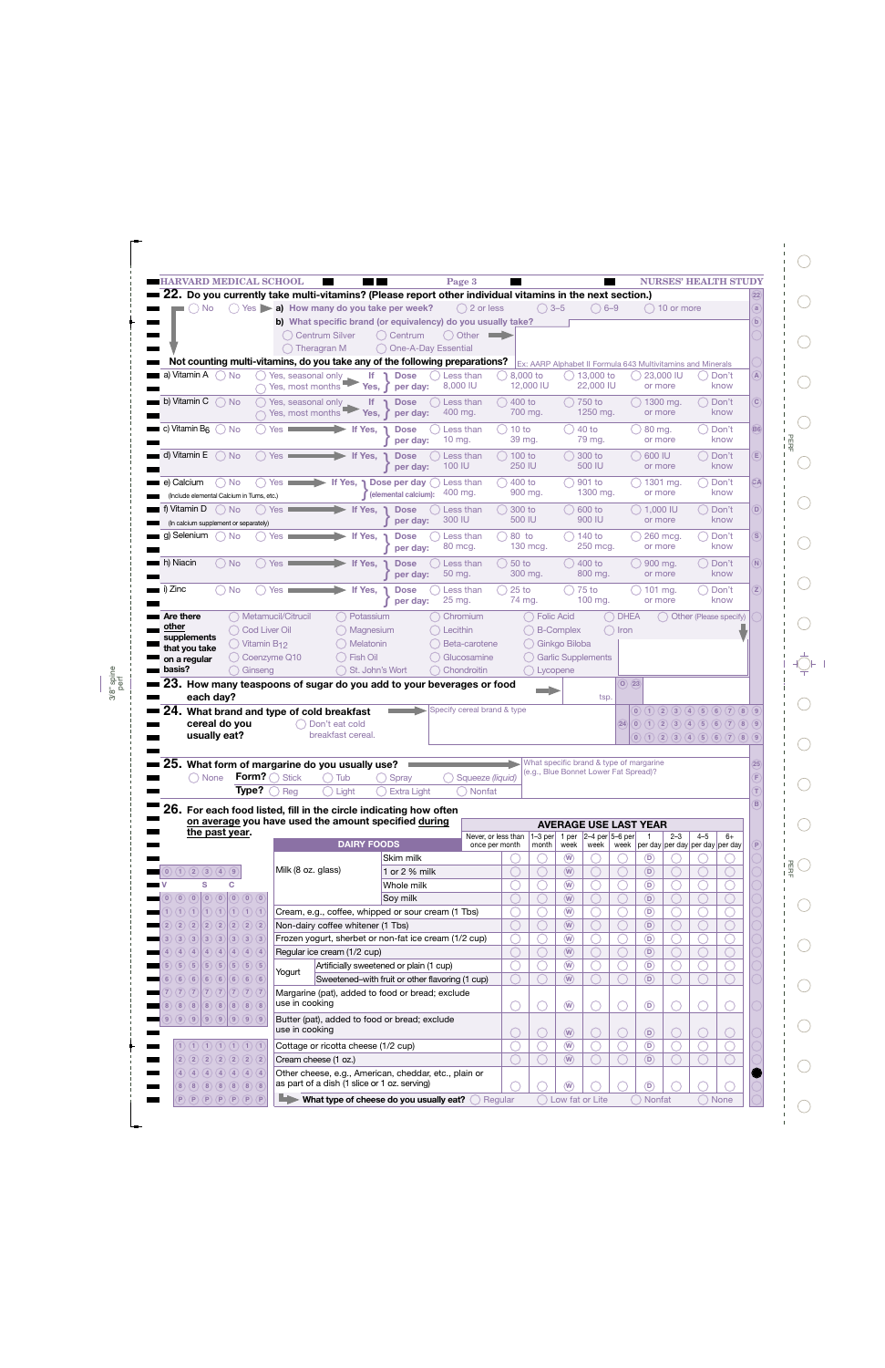HARVARD MEDICAL SCHOOL — NURSES' HEALTH STUDY

## 22. Do you currently take multi-vitamins? (Please report other individual vitamins in the next section.)

◯ No ◯ Yes ▶ **a) How many do you take per week?** ◯ 2 or less ◯ 3–5 ◯ 6–9 ◯ 10 or more

**b) What specific brand (or equivalency) do you usually take?**

◯ Centrum Silver ◯ Centrum ◯ Other ➡
◯ Theragran M ◯ One-A-Day Essential

Ex: AARP Alphabet II Formula 643 Multivitamins and Minerals

**Not counting multi-vitamins, do you take any of the following preparations?**

| Preparation | No | Yes | | Dose | | | | | |
|---|---|---|---|---|---|---|---|---|---|
| a) Vitamin A | ◯ No | ◯ Yes, seasonal only / ◯ Yes, most months | If Yes, | Dose per day: | ◯ Less than 8,000 IU | ◯ 8,000 to 12,000 IU | ◯ 13,000 to 22,000 IU | ◯ 23,000 IU or more | ◯ Don't know |
| b) Vitamin C | ◯ No | ◯ Yes, seasonal only / ◯ Yes, most months | If Yes, | Dose per day: | ◯ Less than 400 mg. | ◯ 400 to 700 mg. | ◯ 750 to 1250 mg. | ◯ 1300 mg. or more | ◯ Don't know |
| c) Vitamin $B_6$ | ◯ No | ◯ Yes | If Yes, | Dose per day: | ◯ Less than 10 mg. | ◯ 10 to 39 mg. | ◯ 40 to 79 mg. | ◯ 80 mg. or more | ◯ Don't know |
| d) Vitamin E | ◯ No | ◯ Yes | If Yes, | Dose per day: | ◯ Less than 100 IU | ◯ 100 to 250 IU | ◯ 300 to 500 IU | ◯ 600 IU or more | ◯ Don't know |
| e) Calcium (Include elemental Calcium in Tums, etc.) | ◯ No | ◯ Yes | If Yes, | Dose per day (elemental calcium): | ◯ Less than 400 mg. | ◯ 400 to 900 mg. | ◯ 901 to 1300 mg. | ◯ 1301 mg. or more | ◯ Don't know |
| f) Vitamin D (In calcium supplement or separately) | ◯ No | ◯ Yes | If Yes, | Dose per day: | ◯ Less than 300 IU | ◯ 300 to 500 IU | ◯ 600 to 900 IU | ◯ 1,000 IU or more | ◯ Don't know |
| g) Selenium | ◯ No | ◯ Yes | If Yes, | Dose per day: | ◯ Less than 80 mcg. | ◯ 80 to 130 mcg. | ◯ 140 to 250 mcg. | ◯ 260 mcg. or more | ◯ Don't know |
| h) Niacin | ◯ No | ◯ Yes | If Yes, | Dose per day: | ◯ Less than 50 mg. | ◯ 50 to 300 mg. | ◯ 400 to 800 mg. | ◯ 900 mg. or more | ◯ Don't know |
| i) Zinc | ◯ No | ◯ Yes | If Yes, | Dose per day: | ◯ Less than 25 mg. | ◯ 25 to 74 mg. | ◯ 75 to 100 mg. | ◯ 101 mg. or more | ◯ Don't know |

**Are there other supplements that you take on a regular basis?**

◯ Metamucil/Citrucil ◯ Potassium ◯ Chromium ◯ Folic Acid ◯ DHEA ◯ Other (Please specify)
◯ Cod Liver Oil ◯ Magnesium ◯ Lecithin ◯ B-Complex ◯ Iron
◯ Vitamin $B_{12}$ ◯ Melatonin ◯ Beta-carotene ◯ Ginkgo Biloba
◯ Coenzyme Q10 ◯ Fish Oil ◯ Glucosamine ◯ Garlic Supplements
◯ Ginseng ◯ St. John's Wort ◯ Chondroitin ◯ Lycopene

## 23. How many teaspoons of sugar do you add to your beverages or food each day?

➡ ______ tsp.

## 24. What brand and type of cold breakfast cereal do you usually eat?

➡ Specify cereal brand & type ______

◯ Don't eat cold breakfast cereal.

## 25. What form of margarine do you usually use?

➡ What specific brand & type of margarine (e.g., Blue Bonnet Lower Fat Spread)? ______

◯ None **Form?** ◯ Stick ◯ Tub ◯ Spray ◯ Squeeze *(liquid)*
**Type?** ◯ Reg ◯ Light ◯ Extra Light ◯ Nonfat

## 26. For each food listed, fill in the circle indicating how often on average you have used the amount specified during the past year.

| DAIRY FOODS | | Never, or less than once per month | 1–3 per month | 1 per week | 2–4 per week | 5–6 per week | 1 per day | 2–3 per day | 4–5 per day | 6+ per day |
|---|---|---|---|---|---|---|---|---|---|---|
| Milk (8 oz. glass) | Skim milk | ◯ | ◯ | Ⓦ | ◯ | ◯ | Ⓓ | ◯ | ◯ | ◯ |
| | 1 or 2 % milk | ◯ | ◯ | Ⓦ | ◯ | ◯ | Ⓓ | ◯ | ◯ | ◯ |
| | Whole milk | ◯ | ◯ | Ⓦ | ◯ | ◯ | Ⓓ | ◯ | ◯ | ◯ |
| | Soy milk | ◯ | ◯ | Ⓦ | ◯ | ◯ | Ⓓ | ◯ | ◯ | ◯ |
| Cream, e.g., coffee, whipped or sour cream (1 Tbs) | | ◯ | ◯ | Ⓦ | ◯ | ◯ | Ⓓ | ◯ | ◯ | ◯ |
| Non-dairy coffee whitener (1 Tbs) | | ◯ | ◯ | Ⓦ | ◯ | ◯ | Ⓓ | ◯ | ◯ | ◯ |
| Frozen yogurt, sherbet or non-fat ice cream (1/2 cup) | | ◯ | ◯ | Ⓦ | ◯ | ◯ | Ⓓ | ◯ | ◯ | ◯ |
| Regular ice cream (1/2 cup) | | ◯ | ◯ | Ⓦ | ◯ | ◯ | Ⓓ | ◯ | ◯ | ◯ |
| Yogurt | Artificially sweetened or plain (1 cup) | ◯ | ◯ | Ⓦ | ◯ | ◯ | Ⓓ | ◯ | ◯ | ◯ |
| | Sweetened–with fruit or other flavoring (1 cup) | ◯ | ◯ | Ⓦ | ◯ | ◯ | Ⓓ | ◯ | ◯ | ◯ |
| Margarine (pat), added to food or bread; exclude use in cooking | | ◯ | ◯ | Ⓦ | ◯ | ◯ | Ⓓ | ◯ | ◯ | ◯ |
| Butter (pat), added to food or bread; exclude use in cooking | | ◯ | ◯ | Ⓦ | ◯ | ◯ | Ⓓ | ◯ | ◯ | ◯ |
| Cottage or ricotta cheese (1/2 cup) | | ◯ | ◯ | Ⓦ | ◯ | ◯ | Ⓓ | ◯ | ◯ | ◯ |
| Cream cheese (1 oz.) | | ◯ | ◯ | Ⓦ | ◯ | ◯ | Ⓓ | ◯ | ◯ | ◯ |
| Other cheese, e.g., American, cheddar, etc., plain or as part of a dish (1 slice or 1 oz. serving) | | ◯ | ◯ | Ⓦ | ◯ | ◯ | Ⓓ | ◯ | ◯ | ◯ |

➡ **What type of cheese do you usually eat?** ◯ Regular ◯ Low fat or Lite ◯ Nonfat ◯ None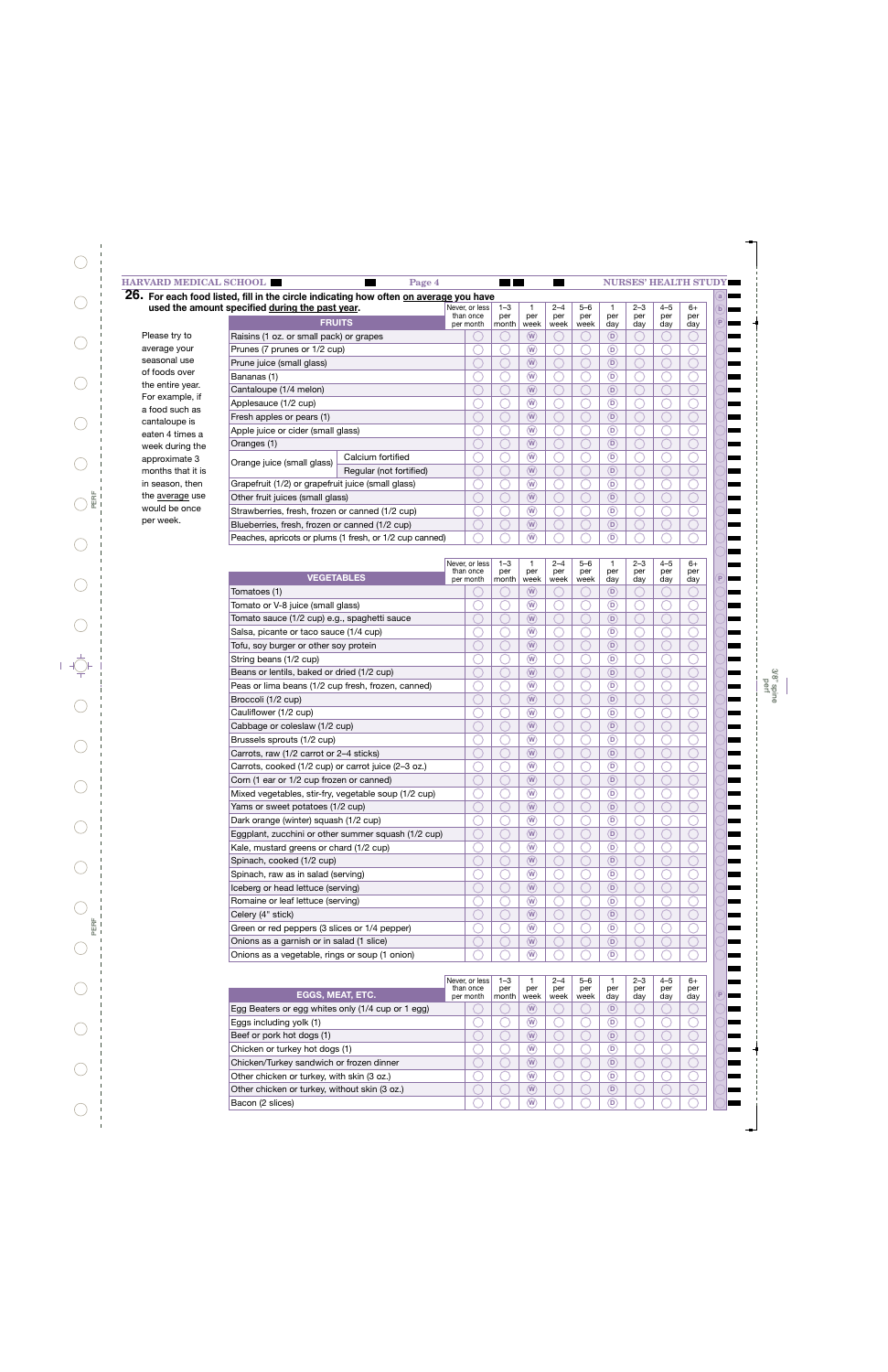**26. For each food listed, fill in the circle indicating how often on average you have used the amount specified during the past year.**

Please try to average your seasonal use of foods over the entire year. For example, if a food such as cantaloupe is eaten 4 times a week during the approximate 3 months that it is in season, then the average use would be once per week.

| FRUITS | | Never, or less than once per month | 1–3 per month | 1 per week | 2–4 per week | 5–6 per week | 1 per day | 2–3 per day | 4–5 per day | 6+ per day |
|---|---|---|---|---|---|---|---|---|---|---|
| Raisins (1 oz. or small pack) or grapes | | ◯ | ◯ | Ⓦ | ◯ | ◯ | Ⓓ | ◯ | ◯ | ◯ |
| Prunes (7 prunes or 1/2 cup) | | ◯ | ◯ | Ⓦ | ◯ | ◯ | Ⓓ | ◯ | ◯ | ◯ |
| Prune juice (small glass) | | ◯ | ◯ | Ⓦ | ◯ | ◯ | Ⓓ | ◯ | ◯ | ◯ |
| Bananas (1) | | ◯ | ◯ | Ⓦ | ◯ | ◯ | Ⓓ | ◯ | ◯ | ◯ |
| Cantaloupe (1/4 melon) | | ◯ | ◯ | Ⓦ | ◯ | ◯ | Ⓓ | ◯ | ◯ | ◯ |
| Applesauce (1/2 cup) | | ◯ | ◯ | Ⓦ | ◯ | ◯ | Ⓓ | ◯ | ◯ | ◯ |
| Fresh apples or pears (1) | | ◯ | ◯ | Ⓦ | ◯ | ◯ | Ⓓ | ◯ | ◯ | ◯ |
| Apple juice or cider (small glass) | | ◯ | ◯ | Ⓦ | ◯ | ◯ | Ⓓ | ◯ | ◯ | ◯ |
| Oranges (1) | | ◯ | ◯ | Ⓦ | ◯ | ◯ | Ⓓ | ◯ | ◯ | ◯ |
| Orange juice (small glass) | Calcium fortified | ◯ | ◯ | Ⓦ | ◯ | ◯ | Ⓓ | ◯ | ◯ | ◯ |
| | Regular (not fortified) | ◯ | ◯ | Ⓦ | ◯ | ◯ | Ⓓ | ◯ | ◯ | ◯ |
| Grapefruit (1/2) or grapefruit juice (small glass) | | ◯ | ◯ | Ⓦ | ◯ | ◯ | Ⓓ | ◯ | ◯ | ◯ |
| Other fruit juices (small glass) | | ◯ | ◯ | Ⓦ | ◯ | ◯ | Ⓓ | ◯ | ◯ | ◯ |
| Strawberries, fresh, frozen or canned (1/2 cup) | | ◯ | ◯ | Ⓦ | ◯ | ◯ | Ⓓ | ◯ | ◯ | ◯ |
| Blueberries, fresh, frozen or canned (1/2 cup) | | ◯ | ◯ | Ⓦ | ◯ | ◯ | Ⓓ | ◯ | ◯ | ◯ |
| Peaches, apricots or plums (1 fresh, or 1/2 cup canned) | | ◯ | ◯ | Ⓦ | ◯ | ◯ | Ⓓ | ◯ | ◯ | ◯ |

| VEGETABLES | Never, or less than once per month | 1–3 per month | 1 per week | 2–4 per week | 5–6 per week | 1 per day | 2–3 per day | 4–5 per day | 6+ per day |
|---|---|---|---|---|---|---|---|---|---|
| Tomatoes (1) | ◯ | ◯ | Ⓦ | ◯ | ◯ | Ⓓ | ◯ | ◯ | ◯ |
| Tomato or V-8 juice (small glass) | ◯ | ◯ | Ⓦ | ◯ | ◯ | Ⓓ | ◯ | ◯ | ◯ |
| Tomato sauce (1/2 cup) e.g., spaghetti sauce | ◯ | ◯ | Ⓦ | ◯ | ◯ | Ⓓ | ◯ | ◯ | ◯ |
| Salsa, picante or taco sauce (1/4 cup) | ◯ | ◯ | Ⓦ | ◯ | ◯ | Ⓓ | ◯ | ◯ | ◯ |
| Tofu, soy burger or other soy protein | ◯ | ◯ | Ⓦ | ◯ | ◯ | Ⓓ | ◯ | ◯ | ◯ |
| String beans (1/2 cup) | ◯ | ◯ | Ⓦ | ◯ | ◯ | Ⓓ | ◯ | ◯ | ◯ |
| Beans or lentils, baked or dried (1/2 cup) | ◯ | ◯ | Ⓦ | ◯ | ◯ | Ⓓ | ◯ | ◯ | ◯ |
| Peas or lima beans (1/2 cup fresh, frozen, canned) | ◯ | ◯ | Ⓦ | ◯ | ◯ | Ⓓ | ◯ | ◯ | ◯ |
| Broccoli (1/2 cup) | ◯ | ◯ | Ⓦ | ◯ | ◯ | Ⓓ | ◯ | ◯ | ◯ |
| Cauliflower (1/2 cup) | ◯ | ◯ | Ⓦ | ◯ | ◯ | Ⓓ | ◯ | ◯ | ◯ |
| Cabbage or coleslaw (1/2 cup) | ◯ | ◯ | Ⓦ | ◯ | ◯ | Ⓓ | ◯ | ◯ | ◯ |
| Brussels sprouts (1/2 cup) | ◯ | ◯ | Ⓦ | ◯ | ◯ | Ⓓ | ◯ | ◯ | ◯ |
| Carrots, raw (1/2 carrot or 2–4 sticks) | ◯ | ◯ | Ⓦ | ◯ | ◯ | Ⓓ | ◯ | ◯ | ◯ |
| Carrots, cooked (1/2 cup) or carrot juice (2–3 oz.) | ◯ | ◯ | Ⓦ | ◯ | ◯ | Ⓓ | ◯ | ◯ | ◯ |
| Corn (1 ear or 1/2 cup frozen or canned) | ◯ | ◯ | Ⓦ | ◯ | ◯ | Ⓓ | ◯ | ◯ | ◯ |
| Mixed vegetables, stir-fry, vegetable soup (1/2 cup) | ◯ | ◯ | Ⓦ | ◯ | ◯ | Ⓓ | ◯ | ◯ | ◯ |
| Yams or sweet potatoes (1/2 cup) | ◯ | ◯ | Ⓦ | ◯ | ◯ | Ⓓ | ◯ | ◯ | ◯ |
| Dark orange (winter) squash (1/2 cup) | ◯ | ◯ | Ⓦ | ◯ | ◯ | Ⓓ | ◯ | ◯ | ◯ |
| Eggplant, zucchini or other summer squash (1/2 cup) | ◯ | ◯ | Ⓦ | ◯ | ◯ | Ⓓ | ◯ | ◯ | ◯ |
| Kale, mustard greens or chard (1/2 cup) | ◯ | ◯ | Ⓦ | ◯ | ◯ | Ⓓ | ◯ | ◯ | ◯ |
| Spinach, cooked (1/2 cup) | ◯ | ◯ | Ⓦ | ◯ | ◯ | Ⓓ | ◯ | ◯ | ◯ |
| Spinach, raw as in salad (serving) | ◯ | ◯ | Ⓦ | ◯ | ◯ | Ⓓ | ◯ | ◯ | ◯ |
| Iceberg or head lettuce (serving) | ◯ | ◯ | Ⓦ | ◯ | ◯ | Ⓓ | ◯ | ◯ | ◯ |
| Romaine or leaf lettuce (serving) | ◯ | ◯ | Ⓦ | ◯ | ◯ | Ⓓ | ◯ | ◯ | ◯ |
| Celery (4" stick) | ◯ | ◯ | Ⓦ | ◯ | ◯ | Ⓓ | ◯ | ◯ | ◯ |
| Green or red peppers (3 slices or 1/4 pepper) | ◯ | ◯ | Ⓦ | ◯ | ◯ | Ⓓ | ◯ | ◯ | ◯ |
| Onions as a garnish or in salad (1 slice) | ◯ | ◯ | Ⓦ | ◯ | ◯ | Ⓓ | ◯ | ◯ | ◯ |
| Onions as a vegetable, rings or soup (1 onion) | ◯ | ◯ | Ⓦ | ◯ | ◯ | Ⓓ | ◯ | ◯ | ◯ |

| EGGS, MEAT, ETC. | Never, or less than once per month | 1–3 per month | 1 per week | 2–4 per week | 5–6 per week | 1 per day | 2–3 per day | 4–5 per day | 6+ per day |
|---|---|---|---|---|---|---|---|---|---|
| Egg Beaters or egg whites only (1/4 cup or 1 egg) | ◯ | ◯ | Ⓦ | ◯ | ◯ | Ⓓ | ◯ | ◯ | ◯ |
| Eggs including yolk (1) | ◯ | ◯ | Ⓦ | ◯ | ◯ | Ⓓ | ◯ | ◯ | ◯ |
| Beef or pork hot dogs (1) | ◯ | ◯ | Ⓦ | ◯ | ◯ | Ⓓ | ◯ | ◯ | ◯ |
| Chicken or turkey hot dogs (1) | ◯ | ◯ | Ⓦ | ◯ | ◯ | Ⓓ | ◯ | ◯ | ◯ |
| Chicken/Turkey sandwich or frozen dinner | ◯ | ◯ | Ⓦ | ◯ | ◯ | Ⓓ | ◯ | ◯ | ◯ |
| Other chicken or turkey, with skin (3 oz.) | ◯ | ◯ | Ⓦ | ◯ | ◯ | Ⓓ | ◯ | ◯ | ◯ |
| Other chicken or turkey, without skin (3 oz.) | ◯ | ◯ | Ⓦ | ◯ | ◯ | Ⓓ | ◯ | ◯ | ◯ |
| Bacon (2 slices) | ◯ | ◯ | Ⓦ | ◯ | ◯ | Ⓓ | ◯ | ◯ | ◯ |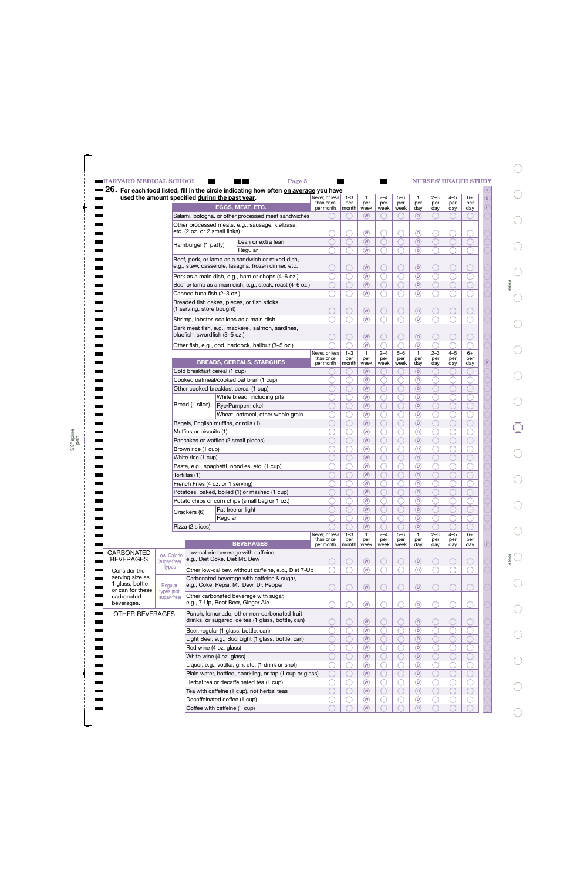**26. For each food listed, fill in the circle indicating how often on average you have used the amount specified during the past year.**

| EGGS, MEAT, ETC. | | Never, or less than once per month | 1–3 per month | 1 per week | 2–4 per week | 5–6 per week | 1 per day | 2–3 per day | 4–5 per day | 6+ per day |
|---|---|---|---|---|---|---|---|---|---|---|
| Salami, bologna, or other processed meat sandwiches | | ○ | ○ | Ⓦ | ○ | ○ | Ⓓ | ○ | ○ | ○ |
| Other processed meats, e.g., sausage, kielbasa, etc. (2 oz. or 2 small links) | | ○ | ○ | Ⓦ | ○ | ○ | Ⓓ | ○ | ○ | ○ |
| Hamburger (1 patty) | Lean or extra lean | ○ | ○ | Ⓦ | ○ | ○ | Ⓓ | ○ | ○ | ○ |
| | Regular | ○ | ○ | Ⓦ | ○ | ○ | Ⓓ | ○ | ○ | ○ |
| Beef, pork, or lamb as a sandwich or mixed dish, e.g., stew, casserole, lasagna, frozen dinner, etc. | | ○ | ○ | Ⓦ | ○ | ○ | Ⓓ | ○ | ○ | ○ |
| Pork as a main dish, e.g., ham or chops (4–6 oz.) | | ○ | ○ | Ⓦ | ○ | ○ | Ⓓ | ○ | ○ | ○ |
| Beef or lamb as a main dish, e.g., steak, roast (4–6 oz.) | | ○ | ○ | Ⓦ | ○ | ○ | Ⓓ | ○ | ○ | ○ |
| Canned tuna fish (2–3 oz.) | | ○ | ○ | Ⓦ | ○ | ○ | Ⓓ | ○ | ○ | ○ |
| Breaded fish cakes, pieces, or fish sticks (1 serving, store bought) | | ○ | ○ | Ⓦ | ○ | ○ | Ⓓ | ○ | ○ | ○ |
| Shrimp, lobster, scallops as a main dish | | ○ | ○ | Ⓦ | ○ | ○ | Ⓓ | ○ | ○ | ○ |
| Dark meat fish, e.g., mackerel, salmon, sardines, bluefish, swordfish (3–5 oz.) | | ○ | ○ | Ⓦ | ○ | ○ | Ⓓ | ○ | ○ | ○ |
| Other fish, e.g., cod, haddock, halibut (3–5 oz.) | | ○ | ○ | Ⓦ | ○ | ○ | Ⓓ | ○ | ○ | ○ |

| BREADS, CEREALS, STARCHES | | Never, or less than once per month | 1–3 per month | 1 per week | 2–4 per week | 5–6 per week | 1 per day | 2–3 per day | 4–5 per day | 6+ per day |
|---|---|---|---|---|---|---|---|---|---|---|
| Cold breakfast cereal (1 cup) | | ○ | ○ | Ⓦ | ○ | ○ | Ⓓ | ○ | ○ | ○ |
| Cooked oatmeal/cooked oat bran (1 cup) | | ○ | ○ | Ⓦ | ○ | ○ | Ⓓ | ○ | ○ | ○ |
| Other cooked breakfast cereal (1 cup) | | ○ | ○ | Ⓦ | ○ | ○ | Ⓓ | ○ | ○ | ○ |
| Bread (1 slice) | White bread, including pita | ○ | ○ | Ⓦ | ○ | ○ | Ⓓ | ○ | ○ | ○ |
| | Rye/Pumpernickel | ○ | ○ | Ⓦ | ○ | ○ | Ⓓ | ○ | ○ | ○ |
| | Wheat, oatmeal, other whole grain | ○ | ○ | Ⓦ | ○ | ○ | Ⓓ | ○ | ○ | ○ |
| Bagels, English muffins, or rolls (1) | | ○ | ○ | Ⓦ | ○ | ○ | Ⓓ | ○ | ○ | ○ |
| Muffins or biscuits (1) | | ○ | ○ | Ⓦ | ○ | ○ | Ⓓ | ○ | ○ | ○ |
| Pancakes or waffles (2 small pieces) | | ○ | ○ | Ⓦ | ○ | ○ | Ⓓ | ○ | ○ | ○ |
| Brown rice (1 cup) | | ○ | ○ | Ⓦ | ○ | ○ | Ⓓ | ○ | ○ | ○ |
| White rice (1 cup) | | ○ | ○ | Ⓦ | ○ | ○ | Ⓓ | ○ | ○ | ○ |
| Pasta, e.g., spaghetti, noodles, etc. (1 cup) | | ○ | ○ | Ⓦ | ○ | ○ | Ⓓ | ○ | ○ | ○ |
| Tortillas (1) | | ○ | ○ | Ⓦ | ○ | ○ | Ⓓ | ○ | ○ | ○ |
| French Fries (4 oz. or 1 serving) | | ○ | ○ | Ⓦ | ○ | ○ | Ⓓ | ○ | ○ | ○ |
| Potatoes, baked, boiled (1) or mashed (1 cup) | | ○ | ○ | Ⓦ | ○ | ○ | Ⓓ | ○ | ○ | ○ |
| Potato chips or corn chips (small bag or 1 oz.) | | ○ | ○ | Ⓦ | ○ | ○ | Ⓓ | ○ | ○ | ○ |
| Crackers (6) | Fat free or light | ○ | ○ | Ⓦ | ○ | ○ | Ⓓ | ○ | ○ | ○ |
| | Regular | ○ | ○ | Ⓦ | ○ | ○ | Ⓓ | ○ | ○ | ○ |
| Pizza (2 slices) | | ○ | ○ | Ⓦ | ○ | ○ | Ⓓ | ○ | ○ | ○ |

| | | BEVERAGES | Never, or less than once per month | 1–3 per month | 1 per week | 2–4 per week | 5–6 per week | 1 per day | 2–3 per day | 4–5 per day | 6+ per day |
|---|---|---|---|---|---|---|---|---|---|---|---|
| CARBONATED BEVERAGES | Low-Calorie (sugar-free) types | Low-calorie beverage with caffeine, e.g., Diet Coke, Diet Mt. Dew | ○ | ○ | Ⓦ | ○ | ○ | Ⓓ | ○ | ○ | ○ |
| Consider the serving size as 1 glass, bottle or can for these carbonated beverages. | | Other low-cal bev. without caffeine, e.g., Diet 7-Up | ○ | ○ | Ⓦ | ○ | ○ | Ⓓ | ○ | ○ | ○ |
| | Regular types (not sugar-free) | Carbonated beverage with caffeine & sugar, e.g., Coke, Pepsi, Mt. Dew, Dr. Pepper | ○ | ○ | Ⓦ | ○ | ○ | Ⓓ | ○ | ○ | ○ |
| | | Other carbonated beverage with sugar, e.g., 7-Up, Root Beer, Ginger Ale | ○ | ○ | Ⓦ | ○ | ○ | Ⓓ | ○ | ○ | ○ |
| OTHER BEVERAGES | | Punch, lemonade, other non-carbonated fruit drinks, or sugared ice tea (1 glass, bottle, can) | ○ | ○ | Ⓦ | ○ | ○ | Ⓓ | ○ | ○ | ○ |
| | | Beer, regular (1 glass, bottle, can) | ○ | ○ | Ⓦ | ○ | ○ | Ⓓ | ○ | ○ | ○ |
| | | Light Beer, e.g., Bud Light (1 glass, bottle, can) | ○ | ○ | Ⓦ | ○ | ○ | Ⓓ | ○ | ○ | ○ |
| | | Red wine (4 oz. glass) | ○ | ○ | Ⓦ | ○ | ○ | Ⓓ | ○ | ○ | ○ |
| | | White wine (4 oz. glass) | ○ | ○ | Ⓦ | ○ | ○ | Ⓓ | ○ | ○ | ○ |
| | | Liquor, e.g., vodka, gin, etc. (1 drink or shot) | ○ | ○ | Ⓦ | ○ | ○ | Ⓓ | ○ | ○ | ○ |
| | | Plain water, bottled, sparkling, or tap (1 cup or glass) | ○ | ○ | Ⓦ | ○ | ○ | Ⓓ | ○ | ○ | ○ |
| | | Herbal tea or decaffeinated tea (1 cup) | ○ | ○ | Ⓦ | ○ | ○ | Ⓓ | ○ | ○ | ○ |
| | | Tea with caffeine (1 cup), not herbal teas | ○ | ○ | Ⓦ | ○ | ○ | Ⓓ | ○ | ○ | ○ |
| | | Decaffeinated coffee (1 cup) | ○ | ○ | Ⓦ | ○ | ○ | Ⓓ | ○ | ○ | ○ |
| | | Coffee with caffeine (1 cup) | ○ | ○ | Ⓦ | ○ | ○ | Ⓓ | ○ | ○ | ○ |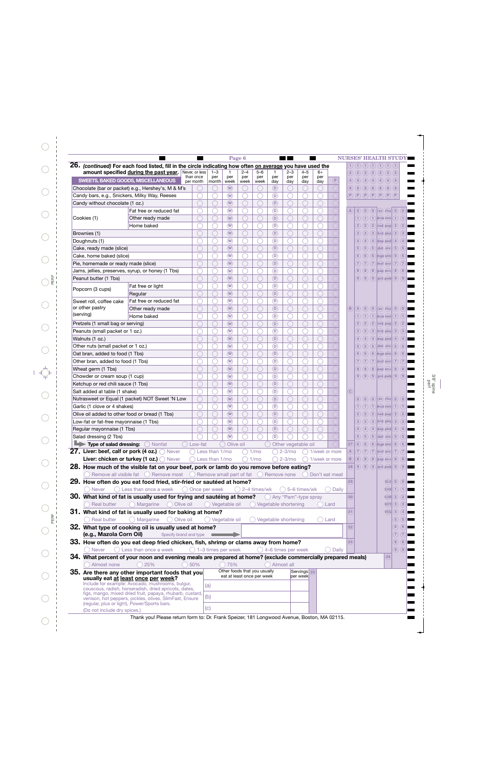**26.** *(continued)* For each food listed, fill in the circle indicating how often on average you have used the amount specified during the past year.

| SWEETS, BAKED GOODS, MISCELLANEOUS | | Never, or less than once per month | 1–3 per month | 1 per week | 2–4 per week | 5–6 per week | 1 per day | 2–3 per day | 4–5 per day | 6+ per day |
|---|---|---|---|---|---|---|---|---|---|---|
| Chocolate (bar or packet) e.g., Hershey's, M & M's | | ◯ | ◯ | W | ◯ | ◯ | D | ◯ | ◯ | ◯ |
| Candy bars, e.g., Snickers, Milky Way, Reeses | | ◯ | ◯ | W | ◯ | ◯ | D | ◯ | ◯ | ◯ |
| Candy without chocolate (1 oz.) | | ◯ | ◯ | W | ◯ | ◯ | D | ◯ | ◯ | ◯ |
| Cookies (1) | Fat free or reduced fat | ◯ | ◯ | W | ◯ | ◯ | D | ◯ | ◯ | ◯ |
| | Other ready made | ◯ | ◯ | W | ◯ | ◯ | D | ◯ | ◯ | ◯ |
| | Home baked | ◯ | ◯ | W | ◯ | ◯ | D | ◯ | ◯ | ◯ |
| Brownies (1) | | ◯ | ◯ | W | ◯ | ◯ | D | ◯ | ◯ | ◯ |
| Doughnuts (1) | | ◯ | ◯ | W | ◯ | ◯ | D | ◯ | ◯ | ◯ |
| Cake, ready made (slice) | | ◯ | ◯ | W | ◯ | ◯ | D | ◯ | ◯ | ◯ |
| Cake, home baked (slice) | | ◯ | ◯ | W | ◯ | ◯ | D | ◯ | ◯ | ◯ |
| Pie, homemade or ready made (slice) | | ◯ | ◯ | W | ◯ | ◯ | D | ◯ | ◯ | ◯ |
| Jams, jellies, preserves, syrup, or honey (1 Tbs) | | ◯ | ◯ | W | ◯ | ◯ | D | ◯ | ◯ | ◯ |
| Peanut butter (1 Tbs) | | ◯ | ◯ | W | ◯ | ◯ | D | ◯ | ◯ | ◯ |
| Popcorn (3 cups) | Fat free or light | ◯ | ◯ | W | ◯ | ◯ | D | ◯ | ◯ | ◯ |
| | Regular | ◯ | ◯ | W | ◯ | ◯ | D | ◯ | ◯ | ◯ |
| Sweet roll, coffee cake or other pastry (serving) | Fat free or reduced fat | ◯ | ◯ | W | ◯ | ◯ | D | ◯ | ◯ | ◯ |
| | Other ready made | ◯ | ◯ | W | ◯ | ◯ | D | ◯ | ◯ | ◯ |
| | Home baked | ◯ | ◯ | W | ◯ | ◯ | D | ◯ | ◯ | ◯ |
| Pretzels (1 small bag or serving) | | ◯ | ◯ | W | ◯ | ◯ | D | ◯ | ◯ | ◯ |
| Peanuts (small packet or 1 oz.) | | ◯ | ◯ | W | ◯ | ◯ | D | ◯ | ◯ | ◯ |
| Walnuts (1 oz.) | | ◯ | ◯ | W | ◯ | ◯ | D | ◯ | ◯ | ◯ |
| Other nuts (small packet or 1 oz.) | | ◯ | ◯ | W | ◯ | ◯ | D | ◯ | ◯ | ◯ |
| Oat bran, added to food (1 Tbs) | | ◯ | ◯ | W | ◯ | ◯ | D | ◯ | ◯ | ◯ |
| Other bran, added to food (1 Tbs) | | ◯ | ◯ | W | ◯ | ◯ | D | ◯ | ◯ | ◯ |
| Wheat germ (1 Tbs) | | ◯ | ◯ | W | ◯ | ◯ | D | ◯ | ◯ | ◯ |
| Chowder or cream soup (1 cup) | | ◯ | ◯ | W | ◯ | ◯ | D | ◯ | ◯ | ◯ |
| Ketchup or red chili sauce (1 Tbs) | | ◯ | ◯ | W | ◯ | ◯ | D | ◯ | ◯ | ◯ |
| Salt added at table (1 shake) | | ◯ | ◯ | W | ◯ | ◯ | D | ◯ | ◯ | ◯ |
| Nutrasweet or Equal (1 packet) NOT Sweet 'N Low | | ◯ | ◯ | W | ◯ | ◯ | D | ◯ | ◯ | ◯ |
| Garlic (1 clove or 4 shakes) | | ◯ | ◯ | W | ◯ | ◯ | D | ◯ | ◯ | ◯ |
| Olive oil added to other food or bread (1 Tbs) | | ◯ | ◯ | W | ◯ | ◯ | D | ◯ | ◯ | ◯ |
| Low-fat or fat-free mayonnaise (1 Tbs) | | ◯ | ◯ | W | ◯ | ◯ | D | ◯ | ◯ | ◯ |
| Regular mayonnaise (1 Tbs) | | ◯ | ◯ | W | ◯ | ◯ | D | ◯ | ◯ | ◯ |
| Salad dressing (2 Tbs) | | ◯ | ◯ | W | ◯ | ◯ | D | ◯ | ◯ | ◯ |

**Type of salad dressing:** ◯ Nonfat ◯ Low-fat ◯ Olive oil ◯ Other vegetable oil

**27.** **Liver: beef, calf or pork (4 oz.)** ◯ Never ◯ Less than 1/mo ◯ 1/mo ◯ 2-3/mo ◯ 1/week or more

**Liver: chicken or turkey (1 oz.)** ◯ Never ◯ Less than 1/mo ◯ 1/mo ◯ 2-3/mo ◯ 1/week or more

**28. How much of the visible fat on your beef, pork or lamb do you remove before eating?**

◯ Remove all visible fat ◯ Remove most ◯ Remove small part of fat ◯ Remove none ◯ Don't eat meat

**29. How often do you eat food fried, stir-fried or sautéed at home?**

◯ Never ◯ Less than once a week ◯ Once per week ◯ 2–4 times/wk ◯ 5–6 times/wk ◯ Daily

**30. What kind of fat is usually used for frying and sautéing at home?** ◯ Any "Pam"-type spray

◯ Real butter ◯ Margarine ◯ Olive oil ◯ Vegetable oil ◯ Vegetable shortening ◯ Lard

**31. What kind of fat is usually used for baking at home?**

◯ Real butter ◯ Margarine ◯ Olive oil ◯ Vegetable oil ◯ Vegetable shortening ◯ Lard

**32. What type of cooking oil is usually used at home? (e.g., Mazola Corn Oil)** Specify brand and type

**33. How often do you eat deep fried chicken, fish, shrimp or clams away from home?**

◯ Never ◯ Less than once a week ◯ 1–3 times per week ◯ 4–6 times per week ◯ Daily

**34. What percent of your noon and evening meals are prepared at home? (exclude commercially prepared meals)**

◯ Almost none ◯ 25% ◯ 50% ◯ 75% ◯ Almost all

**35. Are there any other important foods that you usually eat at least once per week?**

Include for example: Avocado, mushrooms, bulgur, couscous, radish, horseradish, dried apricots, dates, figs, mango, mixed dried fruit, papaya, rhubarb, custard, venison, hot peppers, pickles, olives, SlimFast, Ensure (regular, plus or light), Power/Sports bars.

(Do not include dry spices.)

| | Other foods that you usually eat at least once per week | Servings per week |
|---|---|---|
| (a) | | |
| (b) | | |
| (c) | | |

Thank you! Please return form to: Dr. Frank Speizer, 181 Longwood Avenue, Boston, MA 02115.